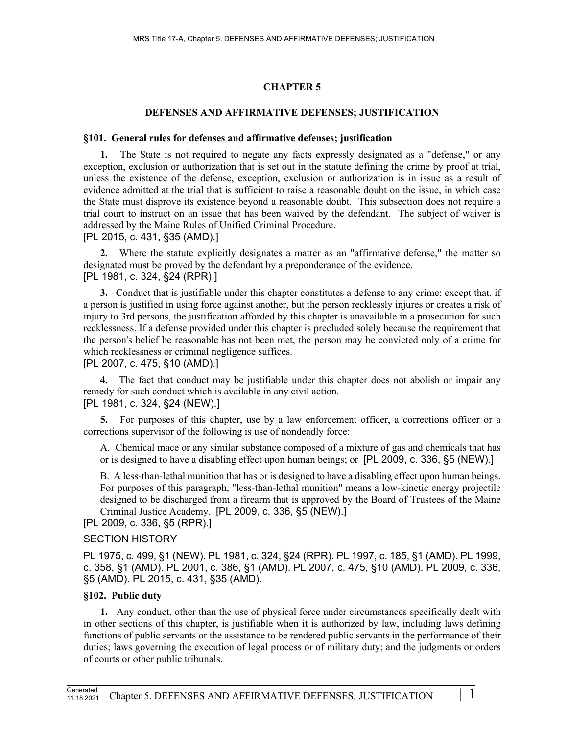# CHAPTER 5

## DEFENSES AND AFFIRMATIVE DEFENSES; JUSTIFICATION

### §101. General rules for defenses and affirmative defenses; justification

**1.** The State is not required to negate any facts expressly designated as a "defense," or any exception, exclusion or authorization that is set out in the statute defining the crime by proof at trial, unless the existence of the defense, exception, exclusion or authorization is in issue as a result of evidence admitted at the trial that is sufficient to raise a reasonable doubt on the issue, in which case the State must disprove its existence beyond a reasonable doubt. This subsection does not require a trial court to instruct on an issue that has been waived by the defendant. The subject of waiver is addressed by the Maine Rules of Unified Criminal Procedure.
[PL 2015, c. 431, §35 (AMD).]

**2.** Where the statute explicitly designates a matter as an "affirmative defense," the matter so designated must be proved by the defendant by a preponderance of the evidence.
[PL 1981, c. 324, §24 (RPR).]

**3.** Conduct that is justifiable under this chapter constitutes a defense to any crime; except that, if a person is justified in using force against another, but the person recklessly injures or creates a risk of injury to 3rd persons, the justification afforded by this chapter is unavailable in a prosecution for such recklessness. If a defense provided under this chapter is precluded solely because the requirement that the person's belief be reasonable has not been met, the person may be convicted only of a crime for which recklessness or criminal negligence suffices.
[PL 2007, c. 475, §10 (AMD).]

**4.** The fact that conduct may be justifiable under this chapter does not abolish or impair any remedy for such conduct which is available in any civil action.
[PL 1981, c. 324, §24 (NEW).]

**5.** For purposes of this chapter, use by a law enforcement officer, a corrections officer or a corrections supervisor of the following is use of nondeadly force:

A. Chemical mace or any similar substance composed of a mixture of gas and chemicals that has or is designed to have a disabling effect upon human beings; or [PL 2009, c. 336, §5 (NEW).]

B. A less-than-lethal munition that has or is designed to have a disabling effect upon human beings. For purposes of this paragraph, "less-than-lethal munition" means a low-kinetic energy projectile designed to be discharged from a firearm that is approved by the Board of Trustees of the Maine Criminal Justice Academy. [PL 2009, c. 336, §5 (NEW).]

[PL 2009, c. 336, §5 (RPR).]

SECTION HISTORY

PL 1975, c. 499, §1 (NEW). PL 1981, c. 324, §24 (RPR). PL 1997, c. 185, §1 (AMD). PL 1999, c. 358, §1 (AMD). PL 2001, c. 386, §1 (AMD). PL 2007, c. 475, §10 (AMD). PL 2009, c. 336, §5 (AMD). PL 2015, c. 431, §35 (AMD).

### §102. Public duty

**1.** Any conduct, other than the use of physical force under circumstances specifically dealt with in other sections of this chapter, is justifiable when it is authorized by law, including laws defining functions of public servants or the assistance to be rendered public servants in the performance of their duties; laws governing the execution of legal process or of military duty; and the judgments or orders of courts or other public tribunals.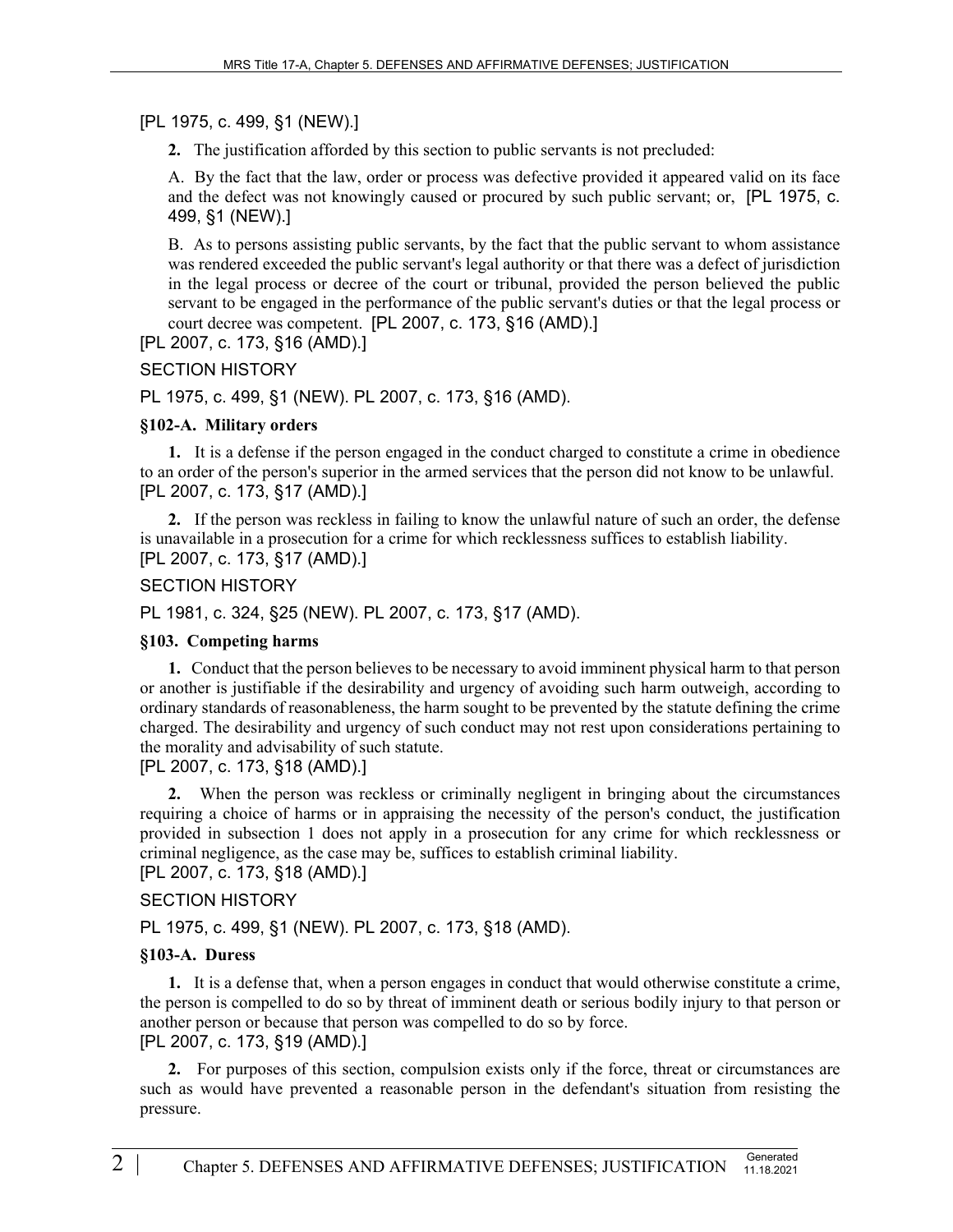[PL 1975, c. 499, §1 (NEW).]

**2.** The justification afforded by this section to public servants is not precluded:

A. By the fact that the law, order or process was defective provided it appeared valid on its face and the defect was not knowingly caused or procured by such public servant; or, [PL 1975, c. 499, §1 (NEW).]

B. As to persons assisting public servants, by the fact that the public servant to whom assistance was rendered exceeded the public servant's legal authority or that there was a defect of jurisdiction in the legal process or decree of the court or tribunal, provided the person believed the public servant to be engaged in the performance of the public servant's duties or that the legal process or court decree was competent. [PL 2007, c. 173, §16 (AMD).]

[PL 2007, c. 173, §16 (AMD).]

SECTION HISTORY

PL 1975, c. 499, §1 (NEW). PL 2007, c. 173, §16 (AMD).

### §102-A. Military orders

**1.** It is a defense if the person engaged in the conduct charged to constitute a crime in obedience to an order of the person's superior in the armed services that the person did not know to be unlawful.
[PL 2007, c. 173, §17 (AMD).]

**2.** If the person was reckless in failing to know the unlawful nature of such an order, the defense is unavailable in a prosecution for a crime for which recklessness suffices to establish liability.
[PL 2007, c. 173, §17 (AMD).]

SECTION HISTORY

PL 1981, c. 324, §25 (NEW). PL 2007, c. 173, §17 (AMD).

### §103. Competing harms

**1.** Conduct that the person believes to be necessary to avoid imminent physical harm to that person or another is justifiable if the desirability and urgency of avoiding such harm outweigh, according to ordinary standards of reasonableness, the harm sought to be prevented by the statute defining the crime charged. The desirability and urgency of such conduct may not rest upon considerations pertaining to the morality and advisability of such statute.
[PL 2007, c. 173, §18 (AMD).]

**2.** When the person was reckless or criminally negligent in bringing about the circumstances requiring a choice of harms or in appraising the necessity of the person's conduct, the justification provided in subsection 1 does not apply in a prosecution for any crime for which recklessness or criminal negligence, as the case may be, suffices to establish criminal liability.
[PL 2007, c. 173, §18 (AMD).]

SECTION HISTORY

PL 1975, c. 499, §1 (NEW). PL 2007, c. 173, §18 (AMD).

### §103-A. Duress

**1.** It is a defense that, when a person engages in conduct that would otherwise constitute a crime, the person is compelled to do so by threat of imminent death or serious bodily injury to that person or another person or because that person was compelled to do so by force.
[PL 2007, c. 173, §19 (AMD).]

**2.** For purposes of this section, compulsion exists only if the force, threat or circumstances are such as would have prevented a reasonable person in the defendant's situation from resisting the pressure.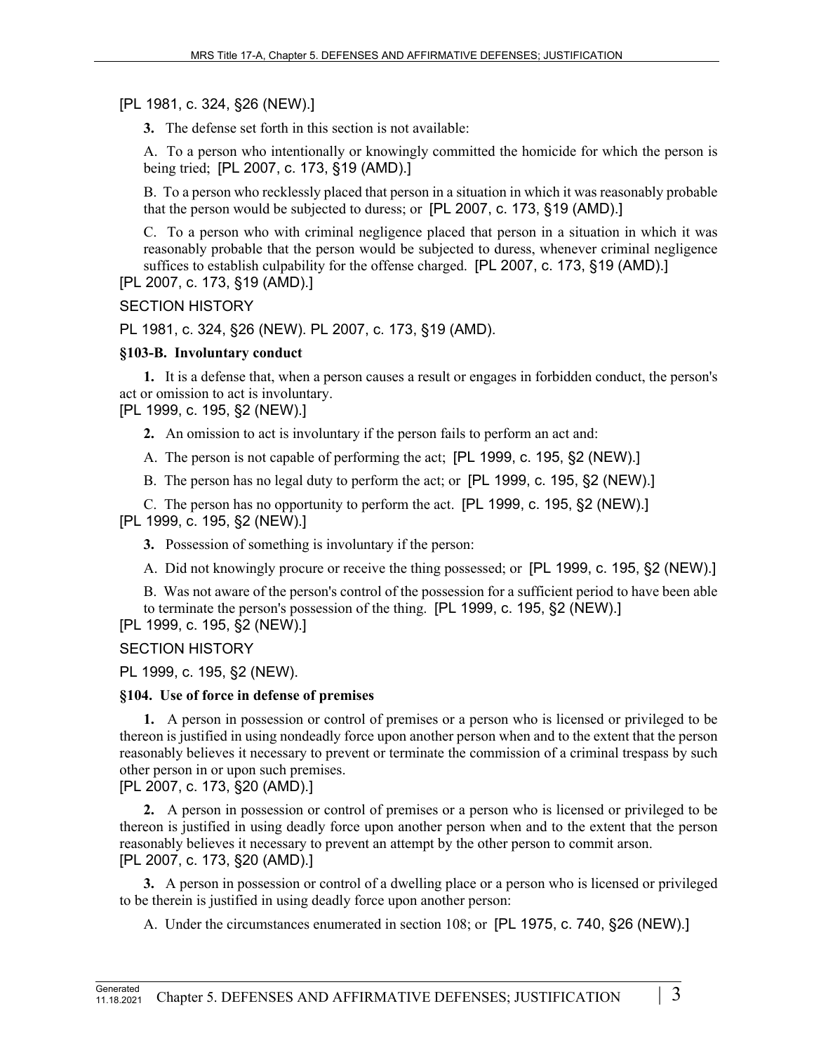[PL 1981, c. 324, §26 (NEW).]

**3.** The defense set forth in this section is not available:

A. To a person who intentionally or knowingly committed the homicide for which the person is being tried; [PL 2007, c. 173, §19 (AMD).]

B. To a person who recklessly placed that person in a situation in which it was reasonably probable that the person would be subjected to duress; or [PL 2007, c. 173, §19 (AMD).]

C. To a person who with criminal negligence placed that person in a situation in which it was reasonably probable that the person would be subjected to duress, whenever criminal negligence suffices to establish culpability for the offense charged. [PL 2007, c. 173, §19 (AMD).]

[PL 2007, c. 173, §19 (AMD).]

SECTION HISTORY

PL 1981, c. 324, §26 (NEW). PL 2007, c. 173, §19 (AMD).

**§103-B. Involuntary conduct**

**1.** It is a defense that, when a person causes a result or engages in forbidden conduct, the person's act or omission to act is involuntary.

[PL 1999, c. 195, §2 (NEW).]

**2.** An omission to act is involuntary if the person fails to perform an act and:

A. The person is not capable of performing the act; [PL 1999, c. 195, §2 (NEW).]

B. The person has no legal duty to perform the act; or [PL 1999, c. 195, §2 (NEW).]

C. The person has no opportunity to perform the act. [PL 1999, c. 195, §2 (NEW).]

[PL 1999, c. 195, §2 (NEW).]

**3.** Possession of something is involuntary if the person:

A. Did not knowingly procure or receive the thing possessed; or [PL 1999, c. 195, §2 (NEW).]

B. Was not aware of the person's control of the possession for a sufficient period to have been able to terminate the person's possession of the thing. [PL 1999, c. 195, §2 (NEW).]

[PL 1999, c. 195, §2 (NEW).]

SECTION HISTORY

PL 1999, c. 195, §2 (NEW).

**§104. Use of force in defense of premises**

**1.** A person in possession or control of premises or a person who is licensed or privileged to be thereon is justified in using nondeadly force upon another person when and to the extent that the person reasonably believes it necessary to prevent or terminate the commission of a criminal trespass by such other person in or upon such premises.

[PL 2007, c. 173, §20 (AMD).]

**2.** A person in possession or control of premises or a person who is licensed or privileged to be thereon is justified in using deadly force upon another person when and to the extent that the person reasonably believes it necessary to prevent an attempt by the other person to commit arson.

[PL 2007, c. 173, §20 (AMD).]

**3.** A person in possession or control of a dwelling place or a person who is licensed or privileged to be therein is justified in using deadly force upon another person:

A. Under the circumstances enumerated in section 108; or [PL 1975, c. 740, §26 (NEW).]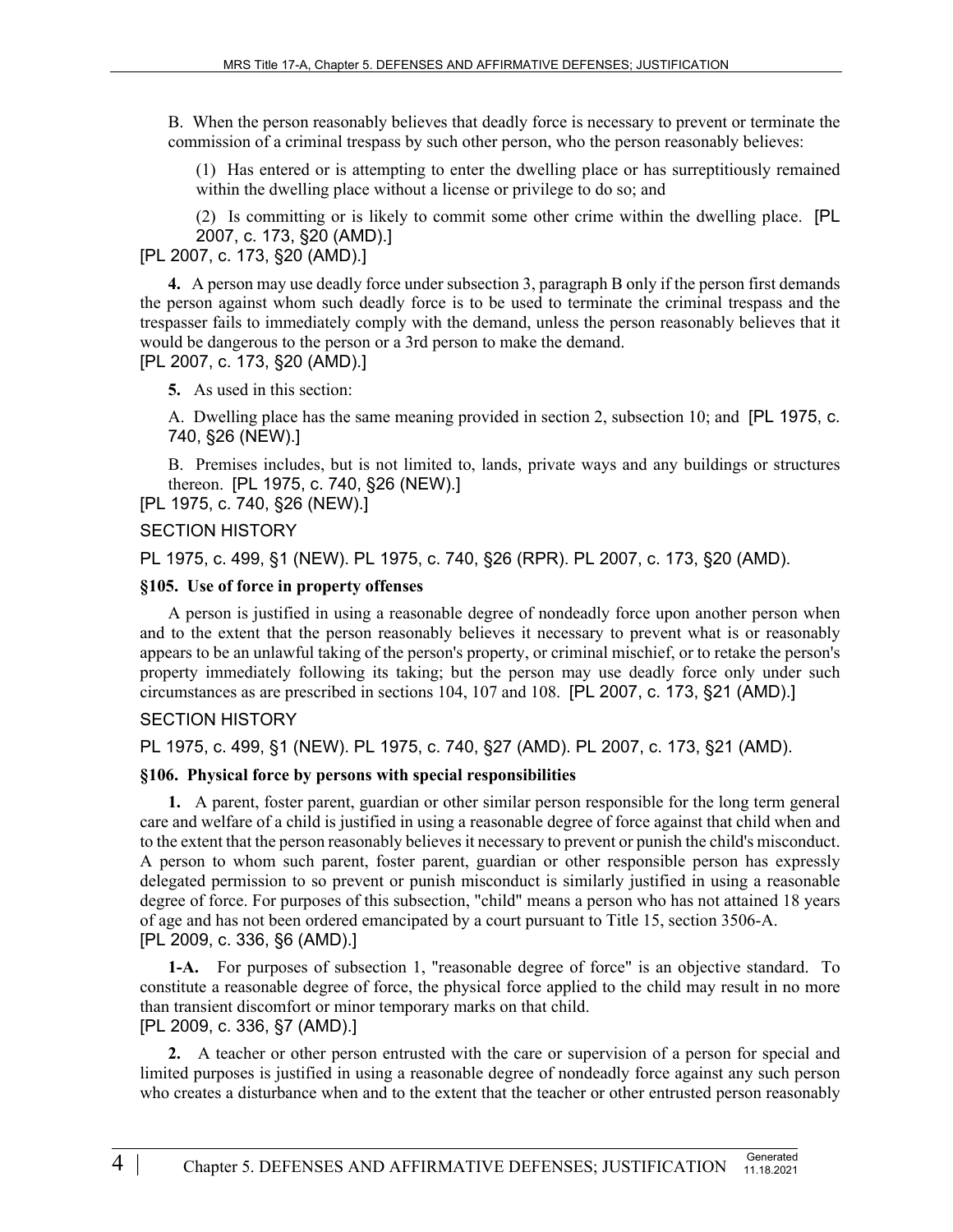B. When the person reasonably believes that deadly force is necessary to prevent or terminate the commission of a criminal trespass by such other person, who the person reasonably believes:

(1) Has entered or is attempting to enter the dwelling place or has surreptitiously remained within the dwelling place without a license or privilege to do so; and

(2) Is committing or is likely to commit some other crime within the dwelling place. [PL 2007, c. 173, §20 (AMD).]

[PL 2007, c. 173, §20 (AMD).]

**4.** A person may use deadly force under subsection 3, paragraph B only if the person first demands the person against whom such deadly force is to be used to terminate the criminal trespass and the trespasser fails to immediately comply with the demand, unless the person reasonably believes that it would be dangerous to the person or a 3rd person to make the demand.

[PL 2007, c. 173, §20 (AMD).]

**5.** As used in this section:

A. Dwelling place has the same meaning provided in section 2, subsection 10; and [PL 1975, c. 740, §26 (NEW).]

B. Premises includes, but is not limited to, lands, private ways and any buildings or structures thereon. [PL 1975, c. 740, §26 (NEW).]

[PL 1975, c. 740, §26 (NEW).]

SECTION HISTORY

PL 1975, c. 499, §1 (NEW). PL 1975, c. 740, §26 (RPR). PL 2007, c. 173, §20 (AMD).

### §105. Use of force in property offenses

A person is justified in using a reasonable degree of nondeadly force upon another person when and to the extent that the person reasonably believes it necessary to prevent what is or reasonably appears to be an unlawful taking of the person's property, or criminal mischief, or to retake the person's property immediately following its taking; but the person may use deadly force only under such circumstances as are prescribed in sections 104, 107 and 108. [PL 2007, c. 173, §21 (AMD).]

SECTION HISTORY

PL 1975, c. 499, §1 (NEW). PL 1975, c. 740, §27 (AMD). PL 2007, c. 173, §21 (AMD).

### §106. Physical force by persons with special responsibilities

**1.** A parent, foster parent, guardian or other similar person responsible for the long term general care and welfare of a child is justified in using a reasonable degree of force against that child when and to the extent that the person reasonably believes it necessary to prevent or punish the child's misconduct. A person to whom such parent, foster parent, guardian or other responsible person has expressly delegated permission to so prevent or punish misconduct is similarly justified in using a reasonable degree of force. For purposes of this subsection, "child" means a person who has not attained 18 years of age and has not been ordered emancipated by a court pursuant to Title 15, section 3506-A.

[PL 2009, c. 336, §6 (AMD).]

**1-A.** For purposes of subsection 1, "reasonable degree of force" is an objective standard. To constitute a reasonable degree of force, the physical force applied to the child may result in no more than transient discomfort or minor temporary marks on that child.

[PL 2009, c. 336, §7 (AMD).]

**2.** A teacher or other person entrusted with the care or supervision of a person for special and limited purposes is justified in using a reasonable degree of nondeadly force against any such person who creates a disturbance when and to the extent that the teacher or other entrusted person reasonably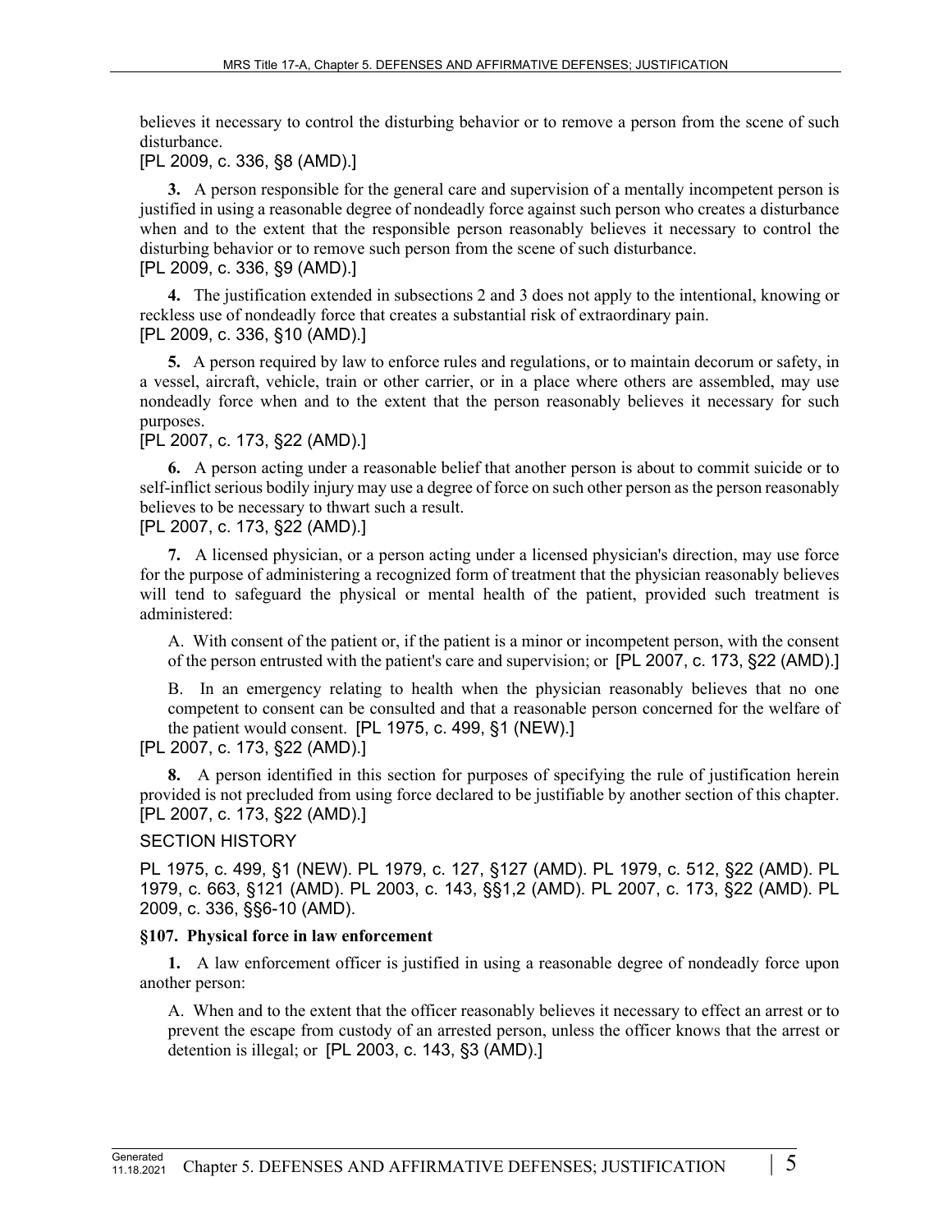believes it necessary to control the disturbing behavior or to remove a person from the scene of such disturbance.
[PL 2009, c. 336, §8 (AMD).]

**3.** A person responsible for the general care and supervision of a mentally incompetent person is justified in using a reasonable degree of nondeadly force against such person who creates a disturbance when and to the extent that the responsible person reasonably believes it necessary to control the disturbing behavior or to remove such person from the scene of such disturbance.
[PL 2009, c. 336, §9 (AMD).]

**4.** The justification extended in subsections 2 and 3 does not apply to the intentional, knowing or reckless use of nondeadly force that creates a substantial risk of extraordinary pain.
[PL 2009, c. 336, §10 (AMD).]

**5.** A person required by law to enforce rules and regulations, or to maintain decorum or safety, in a vessel, aircraft, vehicle, train or other carrier, or in a place where others are assembled, may use nondeadly force when and to the extent that the person reasonably believes it necessary for such purposes.
[PL 2007, c. 173, §22 (AMD).]

**6.** A person acting under a reasonable belief that another person is about to commit suicide or to self-inflict serious bodily injury may use a degree of force on such other person as the person reasonably believes to be necessary to thwart such a result.
[PL 2007, c. 173, §22 (AMD).]

**7.** A licensed physician, or a person acting under a licensed physician's direction, may use force for the purpose of administering a recognized form of treatment that the physician reasonably believes will tend to safeguard the physical or mental health of the patient, provided such treatment is administered:

A. With consent of the patient or, if the patient is a minor or incompetent person, with the consent of the person entrusted with the patient's care and supervision; or [PL 2007, c. 173, §22 (AMD).]

B. In an emergency relating to health when the physician reasonably believes that no one competent to consent can be consulted and that a reasonable person concerned for the welfare of the patient would consent. [PL 1975, c. 499, §1 (NEW).]

[PL 2007, c. 173, §22 (AMD).]

**8.** A person identified in this section for purposes of specifying the rule of justification herein provided is not precluded from using force declared to be justifiable by another section of this chapter.
[PL 2007, c. 173, §22 (AMD).]

SECTION HISTORY

PL 1975, c. 499, §1 (NEW). PL 1979, c. 127, §127 (AMD). PL 1979, c. 512, §22 (AMD). PL 1979, c. 663, §121 (AMD). PL 2003, c. 143, §§1,2 (AMD). PL 2007, c. 173, §22 (AMD). PL 2009, c. 336, §§6-10 (AMD).

**§107. Physical force in law enforcement**

**1.** A law enforcement officer is justified in using a reasonable degree of nondeadly force upon another person:

A. When and to the extent that the officer reasonably believes it necessary to effect an arrest or to prevent the escape from custody of an arrested person, unless the officer knows that the arrest or detention is illegal; or [PL 2003, c. 143, §3 (AMD).]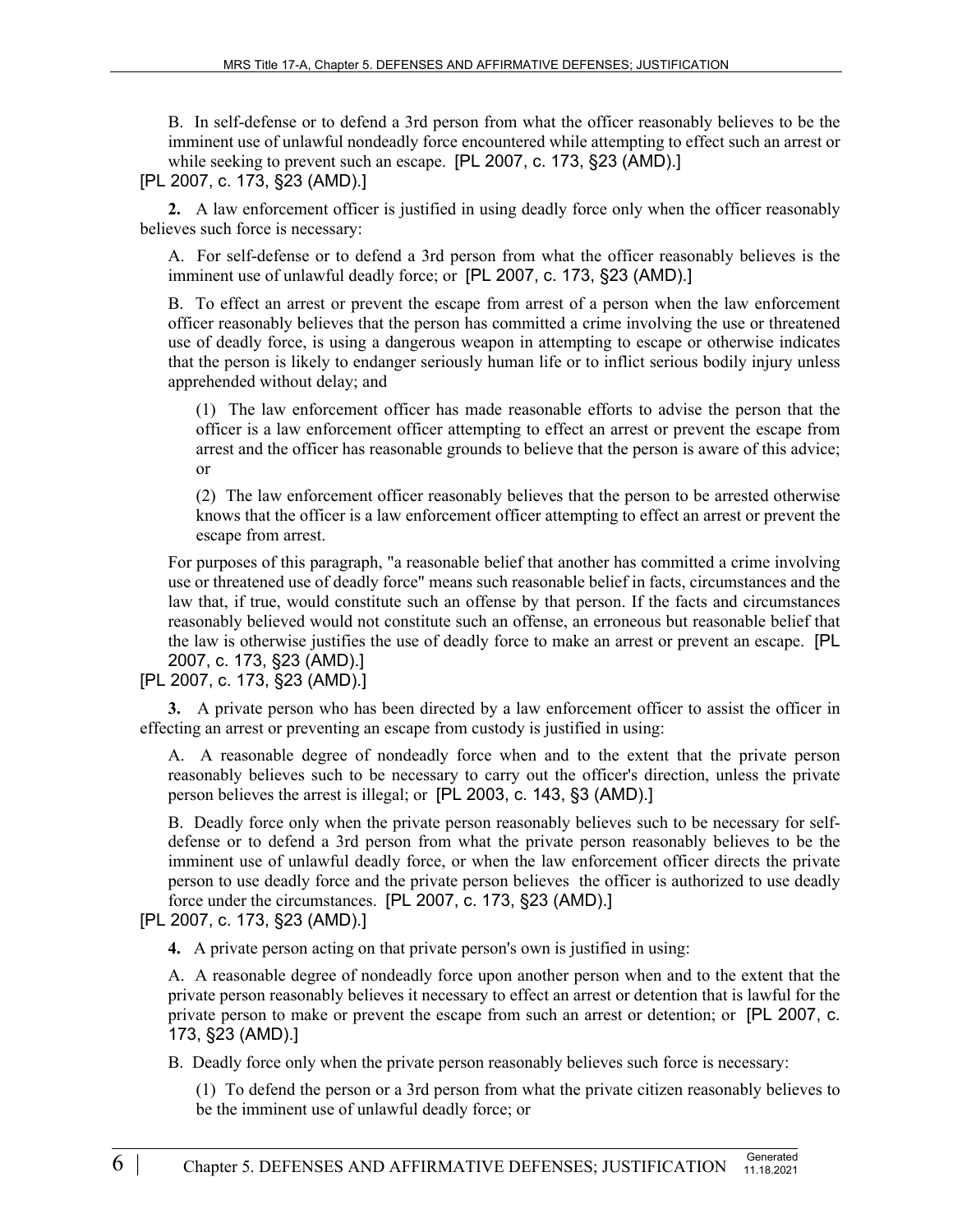B. In self-defense or to defend a 3rd person from what the officer reasonably believes to be the imminent use of unlawful nondeadly force encountered while attempting to effect such an arrest or while seeking to prevent such an escape. [PL 2007, c. 173, §23 (AMD).]

[PL 2007, c. 173, §23 (AMD).]

**2.** A law enforcement officer is justified in using deadly force only when the officer reasonably believes such force is necessary:

A. For self-defense or to defend a 3rd person from what the officer reasonably believes is the imminent use of unlawful deadly force; or [PL 2007, c. 173, §23 (AMD).]

B. To effect an arrest or prevent the escape from arrest of a person when the law enforcement officer reasonably believes that the person has committed a crime involving the use or threatened use of deadly force, is using a dangerous weapon in attempting to escape or otherwise indicates that the person is likely to endanger seriously human life or to inflict serious bodily injury unless apprehended without delay; and

(1) The law enforcement officer has made reasonable efforts to advise the person that the officer is a law enforcement officer attempting to effect an arrest or prevent the escape from arrest and the officer has reasonable grounds to believe that the person is aware of this advice; or

(2) The law enforcement officer reasonably believes that the person to be arrested otherwise knows that the officer is a law enforcement officer attempting to effect an arrest or prevent the escape from arrest.

For purposes of this paragraph, "a reasonable belief that another has committed a crime involving use or threatened use of deadly force" means such reasonable belief in facts, circumstances and the law that, if true, would constitute such an offense by that person. If the facts and circumstances reasonably believed would not constitute such an offense, an erroneous but reasonable belief that the law is otherwise justifies the use of deadly force to make an arrest or prevent an escape. [PL 2007, c. 173, §23 (AMD).]

[PL 2007, c. 173, §23 (AMD).]

**3.** A private person who has been directed by a law enforcement officer to assist the officer in effecting an arrest or preventing an escape from custody is justified in using:

A. A reasonable degree of nondeadly force when and to the extent that the private person reasonably believes such to be necessary to carry out the officer's direction, unless the private person believes the arrest is illegal; or [PL 2003, c. 143, §3 (AMD).]

B. Deadly force only when the private person reasonably believes such to be necessary for self-defense or to defend a 3rd person from what the private person reasonably believes to be the imminent use of unlawful deadly force, or when the law enforcement officer directs the private person to use deadly force and the private person believes the officer is authorized to use deadly force under the circumstances. [PL 2007, c. 173, §23 (AMD).]

[PL 2007, c. 173, §23 (AMD).]

**4.** A private person acting on that private person's own is justified in using:

A. A reasonable degree of nondeadly force upon another person when and to the extent that the private person reasonably believes it necessary to effect an arrest or detention that is lawful for the private person to make or prevent the escape from such an arrest or detention; or [PL 2007, c. 173, §23 (AMD).]

B. Deadly force only when the private person reasonably believes such force is necessary:

(1) To defend the person or a 3rd person from what the private citizen reasonably believes to be the imminent use of unlawful deadly force; or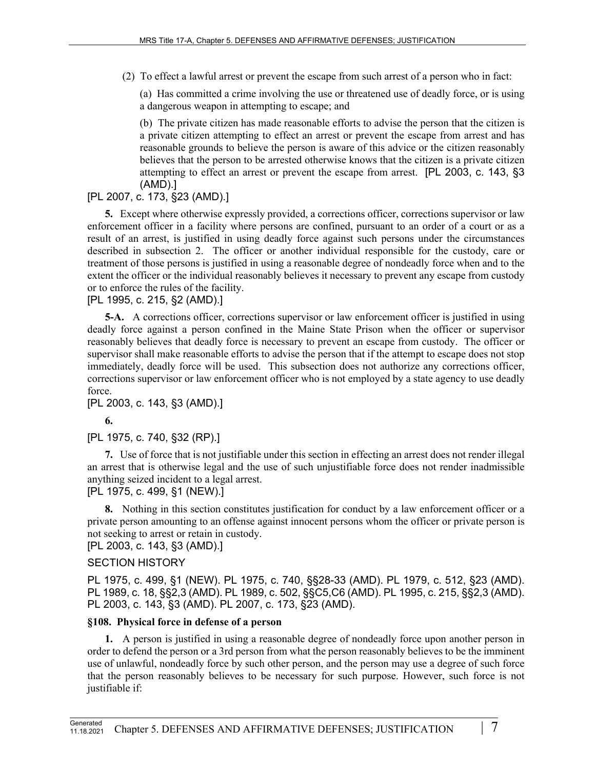(2) To effect a lawful arrest or prevent the escape from such arrest of a person who in fact:

(a) Has committed a crime involving the use or threatened use of deadly force, or is using a dangerous weapon in attempting to escape; and

(b) The private citizen has made reasonable efforts to advise the person that the citizen is a private citizen attempting to effect an arrest or prevent the escape from arrest and has reasonable grounds to believe the person is aware of this advice or the citizen reasonably believes that the person to be arrested otherwise knows that the citizen is a private citizen attempting to effect an arrest or prevent the escape from arrest. [PL 2003, c. 143, §3 (AMD).]

[PL 2007, c. 173, §23 (AMD).]

**5.** Except where otherwise expressly provided, a corrections officer, corrections supervisor or law enforcement officer in a facility where persons are confined, pursuant to an order of a court or as a result of an arrest, is justified in using deadly force against such persons under the circumstances described in subsection 2. The officer or another individual responsible for the custody, care or treatment of those persons is justified in using a reasonable degree of nondeadly force when and to the extent the officer or the individual reasonably believes it necessary to prevent any escape from custody or to enforce the rules of the facility.

[PL 1995, c. 215, §2 (AMD).]

**5-A.** A corrections officer, corrections supervisor or law enforcement officer is justified in using deadly force against a person confined in the Maine State Prison when the officer or supervisor reasonably believes that deadly force is necessary to prevent an escape from custody. The officer or supervisor shall make reasonable efforts to advise the person that if the attempt to escape does not stop immediately, deadly force will be used. This subsection does not authorize any corrections officer, corrections supervisor or law enforcement officer who is not employed by a state agency to use deadly force.

[PL 2003, c. 143, §3 (AMD).]

**6.**

[PL 1975, c. 740, §32 (RP).]

**7.** Use of force that is not justifiable under this section in effecting an arrest does not render illegal an arrest that is otherwise legal and the use of such unjustifiable force does not render inadmissible anything seized incident to a legal arrest.

[PL 1975, c. 499, §1 (NEW).]

**8.** Nothing in this section constitutes justification for conduct by a law enforcement officer or a private person amounting to an offense against innocent persons whom the officer or private person is not seeking to arrest or retain in custody.

[PL 2003, c. 143, §3 (AMD).]

SECTION HISTORY

PL 1975, c. 499, §1 (NEW). PL 1975, c. 740, §§28-33 (AMD). PL 1979, c. 512, §23 (AMD). PL 1989, c. 18, §§2,3 (AMD). PL 1989, c. 502, §§C5,C6 (AMD). PL 1995, c. 215, §§2,3 (AMD). PL 2003, c. 143, §3 (AMD). PL 2007, c. 173, §23 (AMD).

### §108. Physical force in defense of a person

**1.** A person is justified in using a reasonable degree of nondeadly force upon another person in order to defend the person or a 3rd person from what the person reasonably believes to be the imminent use of unlawful, nondeadly force by such other person, and the person may use a degree of such force that the person reasonably believes to be necessary for such purpose. However, such force is not justifiable if: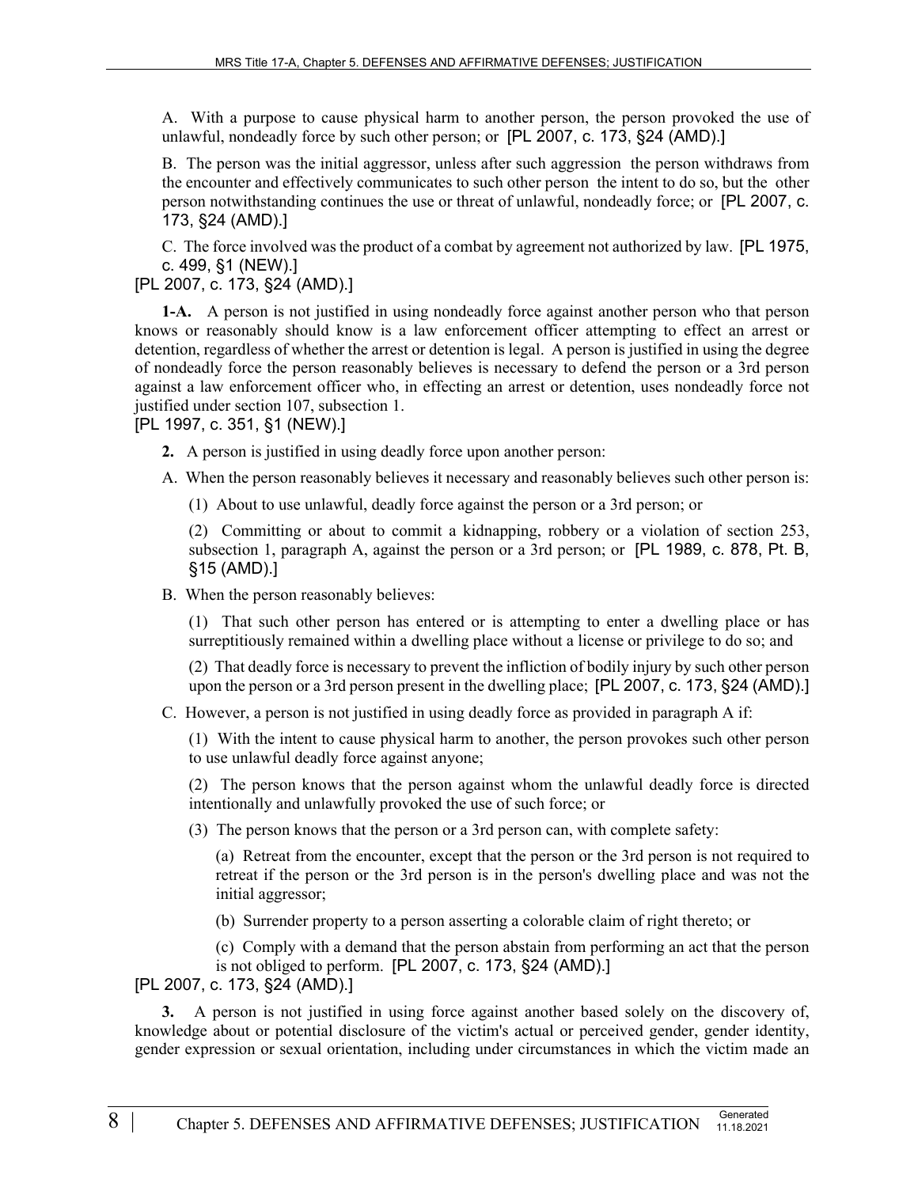A. With a purpose to cause physical harm to another person, the person provoked the use of unlawful, nondeadly force by such other person; or [PL 2007, c. 173, §24 (AMD).]

B. The person was the initial aggressor, unless after such aggression the person withdraws from the encounter and effectively communicates to such other person the intent to do so, but the other person notwithstanding continues the use or threat of unlawful, nondeadly force; or [PL 2007, c. 173, §24 (AMD).]

C. The force involved was the product of a combat by agreement not authorized by law. [PL 1975, c. 499, §1 (NEW).]

[PL 2007, c. 173, §24 (AMD).]

**1-A.** A person is not justified in using nondeadly force against another person who that person knows or reasonably should know is a law enforcement officer attempting to effect an arrest or detention, regardless of whether the arrest or detention is legal. A person is justified in using the degree of nondeadly force the person reasonably believes is necessary to defend the person or a 3rd person against a law enforcement officer who, in effecting an arrest or detention, uses nondeadly force not justified under section 107, subsection 1.

[PL 1997, c. 351, §1 (NEW).]

**2.** A person is justified in using deadly force upon another person:

A. When the person reasonably believes it necessary and reasonably believes such other person is:

(1) About to use unlawful, deadly force against the person or a 3rd person; or

(2) Committing or about to commit a kidnapping, robbery or a violation of section 253, subsection 1, paragraph A, against the person or a 3rd person; or [PL 1989, c. 878, Pt. B, §15 (AMD).]

B. When the person reasonably believes:

(1) That such other person has entered or is attempting to enter a dwelling place or has surreptitiously remained within a dwelling place without a license or privilege to do so; and

(2) That deadly force is necessary to prevent the infliction of bodily injury by such other person upon the person or a 3rd person present in the dwelling place; [PL 2007, c. 173, §24 (AMD).]

C. However, a person is not justified in using deadly force as provided in paragraph A if:

(1) With the intent to cause physical harm to another, the person provokes such other person to use unlawful deadly force against anyone;

(2) The person knows that the person against whom the unlawful deadly force is directed intentionally and unlawfully provoked the use of such force; or

(3) The person knows that the person or a 3rd person can, with complete safety:

(a) Retreat from the encounter, except that the person or the 3rd person is not required to retreat if the person or the 3rd person is in the person's dwelling place and was not the initial aggressor;

(b) Surrender property to a person asserting a colorable claim of right thereto; or

(c) Comply with a demand that the person abstain from performing an act that the person is not obliged to perform. [PL 2007, c. 173, §24 (AMD).]

[PL 2007, c. 173, §24 (AMD).]

**3.** A person is not justified in using force against another based solely on the discovery of, knowledge about or potential disclosure of the victim's actual or perceived gender, gender identity, gender expression or sexual orientation, including under circumstances in which the victim made an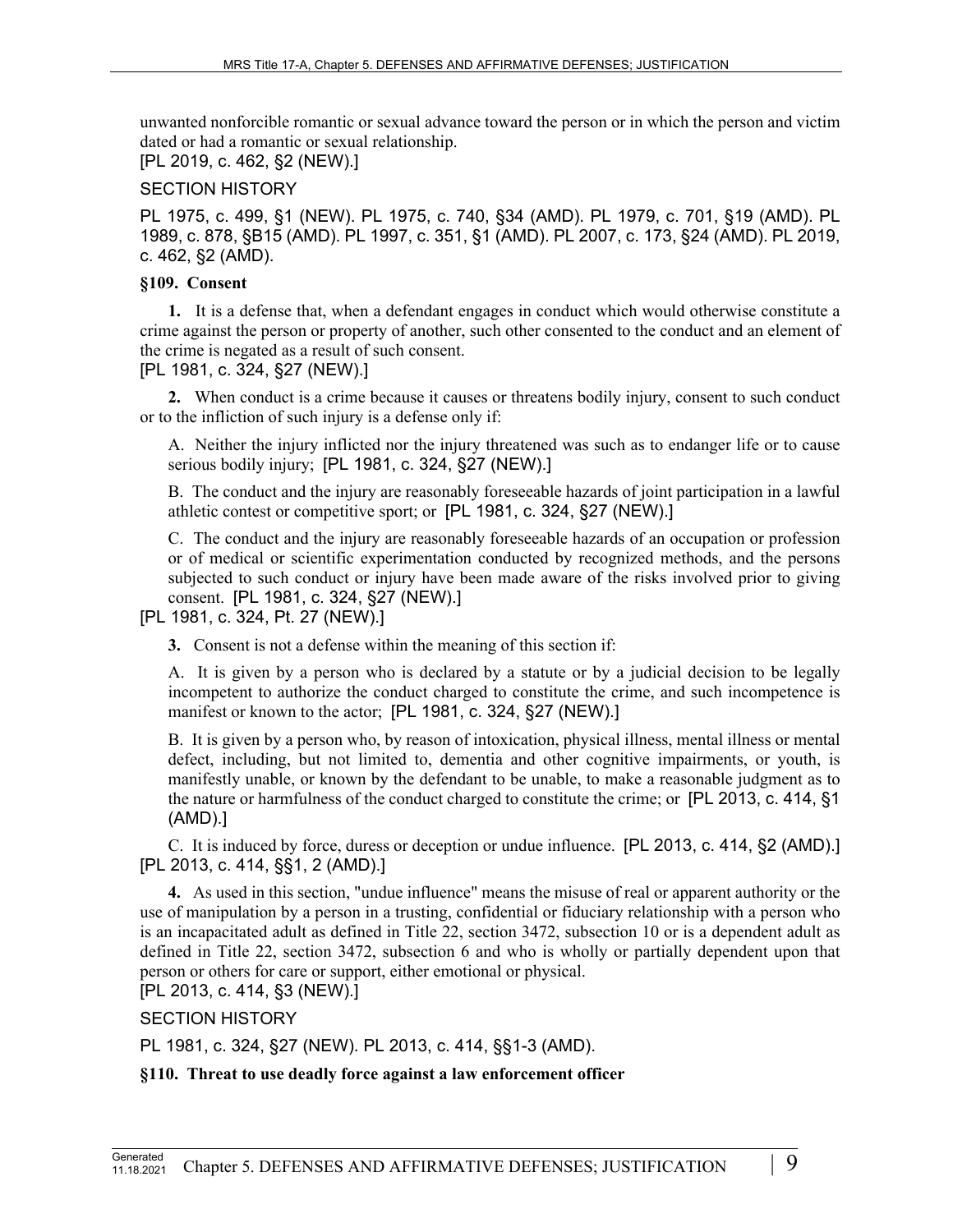unwanted nonforcible romantic or sexual advance toward the person or in which the person and victim dated or had a romantic or sexual relationship.
[PL 2019, c. 462, §2 (NEW).]

SECTION HISTORY

PL 1975, c. 499, §1 (NEW). PL 1975, c. 740, §34 (AMD). PL 1979, c. 701, §19 (AMD). PL 1989, c. 878, §B15 (AMD). PL 1997, c. 351, §1 (AMD). PL 2007, c. 173, §24 (AMD). PL 2019, c. 462, §2 (AMD).

**§109. Consent**

**1.** It is a defense that, when a defendant engages in conduct which would otherwise constitute a crime against the person or property of another, such other consented to the conduct and an element of the crime is negated as a result of such consent.
[PL 1981, c. 324, §27 (NEW).]

**2.** When conduct is a crime because it causes or threatens bodily injury, consent to such conduct or to the infliction of such injury is a defense only if:

A. Neither the injury inflicted nor the injury threatened was such as to endanger life or to cause serious bodily injury; [PL 1981, c. 324, §27 (NEW).]

B. The conduct and the injury are reasonably foreseeable hazards of joint participation in a lawful athletic contest or competitive sport; or [PL 1981, c. 324, §27 (NEW).]

C. The conduct and the injury are reasonably foreseeable hazards of an occupation or profession or of medical or scientific experimentation conducted by recognized methods, and the persons subjected to such conduct or injury have been made aware of the risks involved prior to giving consent. [PL 1981, c. 324, §27 (NEW).]

[PL 1981, c. 324, Pt. 27 (NEW).]

**3.** Consent is not a defense within the meaning of this section if:

A. It is given by a person who is declared by a statute or by a judicial decision to be legally incompetent to authorize the conduct charged to constitute the crime, and such incompetence is manifest or known to the actor; [PL 1981, c. 324, §27 (NEW).]

B. It is given by a person who, by reason of intoxication, physical illness, mental illness or mental defect, including, but not limited to, dementia and other cognitive impairments, or youth, is manifestly unable, or known by the defendant to be unable, to make a reasonable judgment as to the nature or harmfulness of the conduct charged to constitute the crime; or [PL 2013, c. 414, §1 (AMD).]

C. It is induced by force, duress or deception or undue influence. [PL 2013, c. 414, §2 (AMD).]

[PL 2013, c. 414, §§1, 2 (AMD).]

**4.** As used in this section, "undue influence" means the misuse of real or apparent authority or the use of manipulation by a person in a trusting, confidential or fiduciary relationship with a person who is an incapacitated adult as defined in Title 22, section 3472, subsection 10 or is a dependent adult as defined in Title 22, section 3472, subsection 6 and who is wholly or partially dependent upon that person or others for care or support, either emotional or physical.
[PL 2013, c. 414, §3 (NEW).]

SECTION HISTORY

PL 1981, c. 324, §27 (NEW). PL 2013, c. 414, §§1-3 (AMD).

**§110. Threat to use deadly force against a law enforcement officer**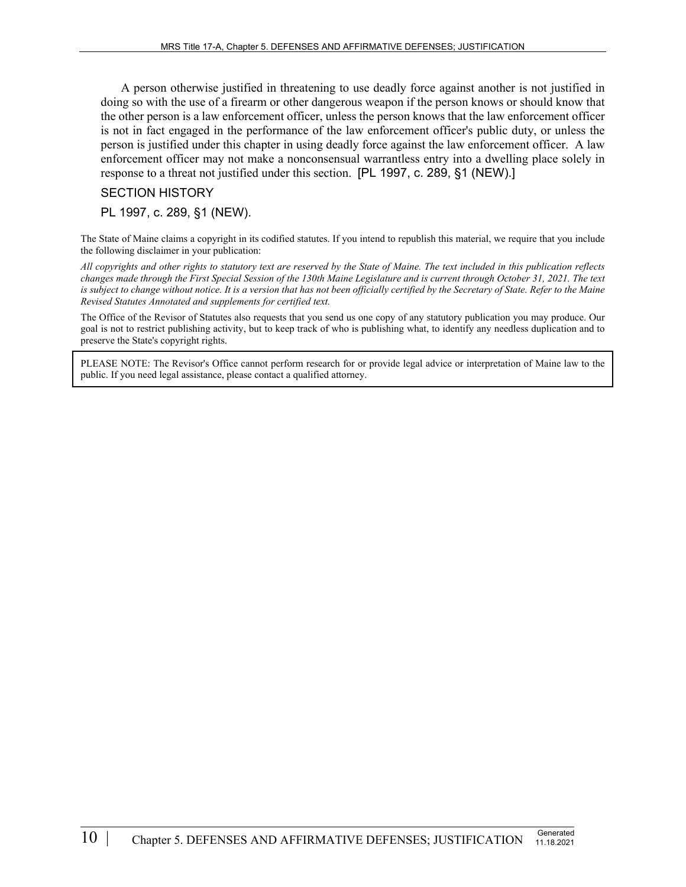A person otherwise justified in threatening to use deadly force against another is not justified in doing so with the use of a firearm or other dangerous weapon if the person knows or should know that the other person is a law enforcement officer, unless the person knows that the law enforcement officer is not in fact engaged in the performance of the law enforcement officer's public duty, or unless the person is justified under this chapter in using deadly force against the law enforcement officer. A law enforcement officer may not make a nonconsensual warrantless entry into a dwelling place solely in response to a threat not justified under this section. [PL 1997, c. 289, §1 (NEW).]

SECTION HISTORY

PL 1997, c. 289, §1 (NEW).

The State of Maine claims a copyright in its codified statutes. If you intend to republish this material, we require that you include the following disclaimer in your publication:

*All copyrights and other rights to statutory text are reserved by the State of Maine. The text included in this publication reflects changes made through the First Special Session of the 130th Maine Legislature and is current through October 31, 2021. The text is subject to change without notice. It is a version that has not been officially certified by the Secretary of State. Refer to the Maine Revised Statutes Annotated and supplements for certified text.*

The Office of the Revisor of Statutes also requests that you send us one copy of any statutory publication you may produce. Our goal is not to restrict publishing activity, but to keep track of who is publishing what, to identify any needless duplication and to preserve the State's copyright rights.

PLEASE NOTE: The Revisor's Office cannot perform research for or provide legal advice or interpretation of Maine law to the public. If you need legal assistance, please contact a qualified attorney.